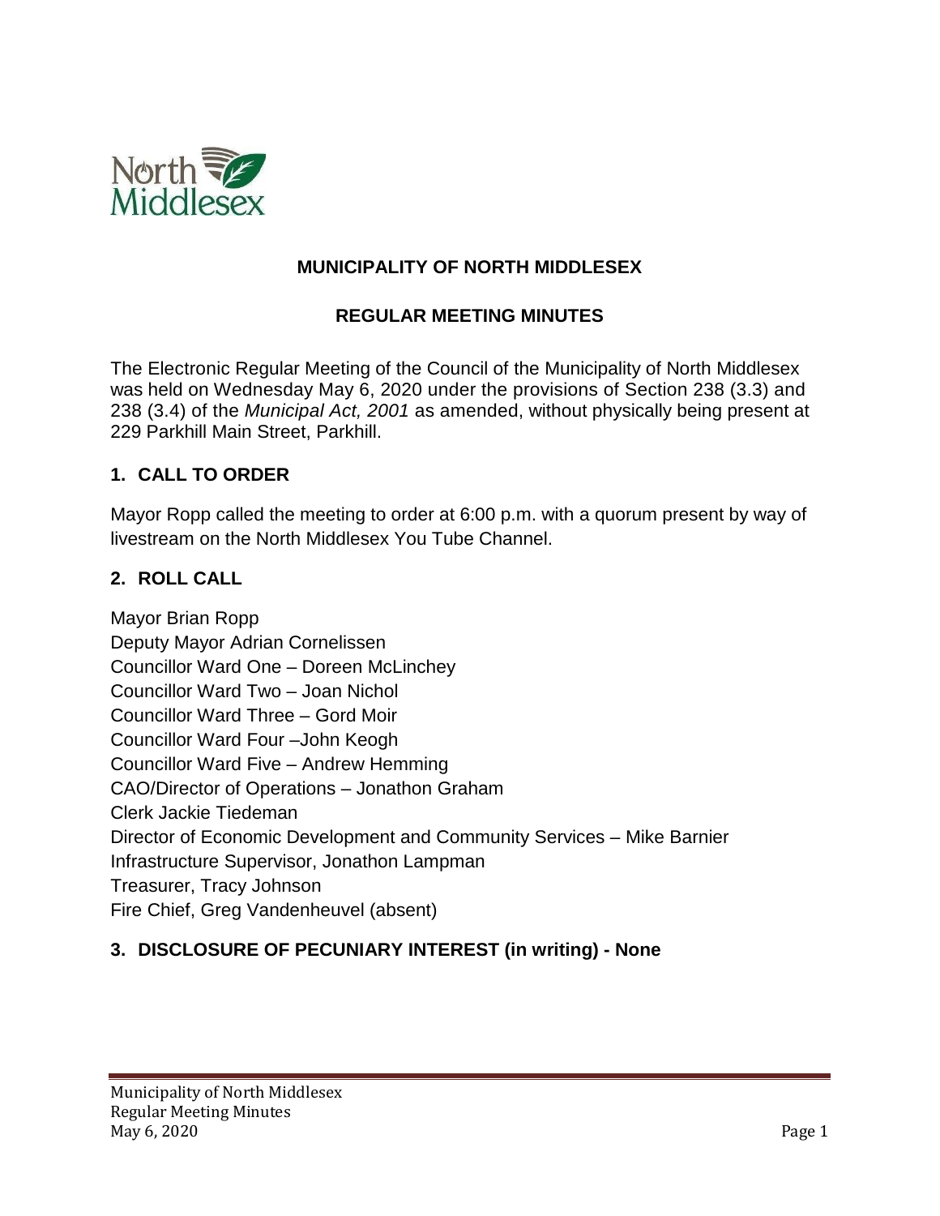# MUNICIPALITY OF NORTH MIDDLESEX

## REGULAR MEETING MINUTES

The Electronic Regular Meeting of the Council of the Municipality of North Middlesex was held on Wednesday May 6, 2020 under the provisions of Section 238 (3.3) and 238 (3.4) of the *Municipal Act, 2001* as amended, without physically being present at 229 Parkhill Main Street, Parkhill.

### 1. CALL TO ORDER

Mayor Ropp called the meeting to order at 6:00 p.m. with a quorum present by way of livestream on the North Middlesex You Tube Channel.

### 2. ROLL CALL

Mayor Brian Ropp
Deputy Mayor Adrian Cornelissen
Councillor Ward One – Doreen McLinchey
Councillor Ward Two – Joan Nichol
Councillor Ward Three – Gord Moir
Councillor Ward Four –John Keogh
Councillor Ward Five – Andrew Hemming
CAO/Director of Operations – Jonathon Graham
Clerk Jackie Tiedeman
Director of Economic Development and Community Services – Mike Barnier
Infrastructure Supervisor, Jonathon Lampman
Treasurer, Tracy Johnson
Fire Chief, Greg Vandenheuvel (absent)

### 3. DISCLOSURE OF PECUNIARY INTEREST (in writing) - None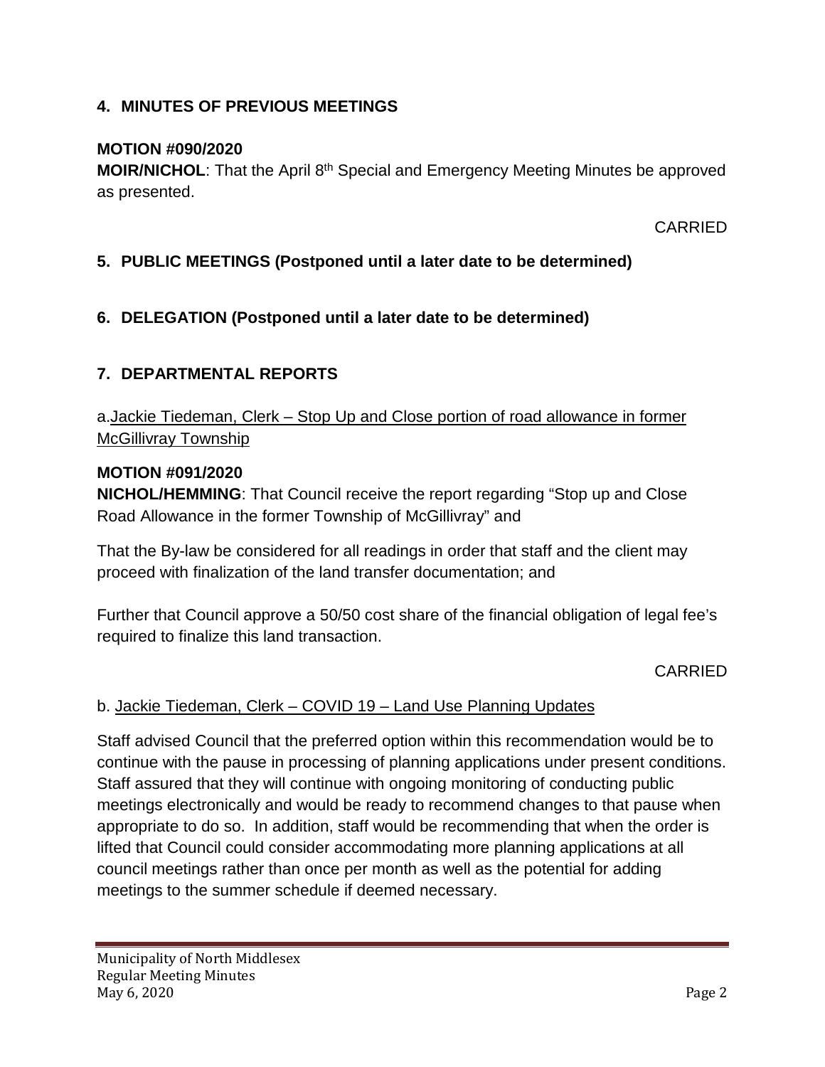## 4. MINUTES OF PREVIOUS MEETINGS

**MOTION #090/2020**
**MOIR/NICHOL**: That the April 8th Special and Emergency Meeting Minutes be approved as presented.

CARRIED

## 5. PUBLIC MEETINGS (Postponed until a later date to be determined)

## 6. DELEGATION (Postponed until a later date to be determined)

## 7. DEPARTMENTAL REPORTS

a. Jackie Tiedeman, Clerk – Stop Up and Close portion of road allowance in former McGillivray Township

**MOTION #091/2020**
**NICHOL/HEMMING**: That Council receive the report regarding "Stop up and Close Road Allowance in the former Township of McGillivray" and

That the By-law be considered for all readings in order that staff and the client may proceed with finalization of the land transfer documentation; and

Further that Council approve a 50/50 cost share of the financial obligation of legal fee's required to finalize this land transaction.

CARRIED

b. Jackie Tiedeman, Clerk – COVID 19 – Land Use Planning Updates

Staff advised Council that the preferred option within this recommendation would be to continue with the pause in processing of planning applications under present conditions. Staff assured that they will continue with ongoing monitoring of conducting public meetings electronically and would be ready to recommend changes to that pause when appropriate to do so. In addition, staff would be recommending that when the order is lifted that Council could consider accommodating more planning applications at all council meetings rather than once per month as well as the potential for adding meetings to the summer schedule if deemed necessary.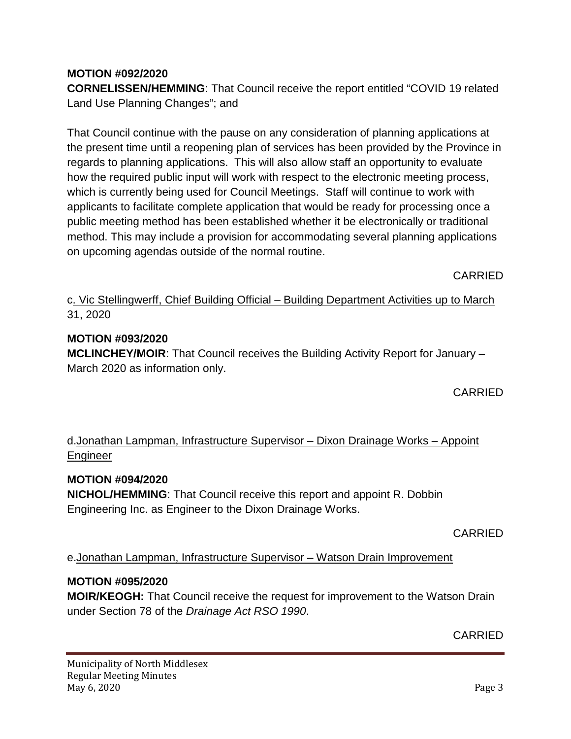**MOTION #092/2020**
**CORNELISSEN/HEMMING**: That Council receive the report entitled "COVID 19 related Land Use Planning Changes"; and

That Council continue with the pause on any consideration of planning applications at the present time until a reopening plan of services has been provided by the Province in regards to planning applications. This will also allow staff an opportunity to evaluate how the required public input will work with respect to the electronic meeting process, which is currently being used for Council Meetings. Staff will continue to work with applicants to facilitate complete application that would be ready for processing once a public meeting method has been established whether it be electronically or traditional method. This may include a provision for accommodating several planning applications on upcoming agendas outside of the normal routine.

CARRIED

c. Vic Stellingwerff, Chief Building Official – Building Department Activities up to March 31, 2020

**MOTION #093/2020**
**MCLINCHEY/MOIR**: That Council receives the Building Activity Report for January – March 2020 as information only.

CARRIED

d. Jonathan Lampman, Infrastructure Supervisor – Dixon Drainage Works – Appoint Engineer

**MOTION #094/2020**
**NICHOL/HEMMING**: That Council receive this report and appoint R. Dobbin Engineering Inc. as Engineer to the Dixon Drainage Works.

CARRIED

e. Jonathan Lampman, Infrastructure Supervisor – Watson Drain Improvement

**MOTION #095/2020**
**MOIR/KEOGH:** That Council receive the request for improvement to the Watson Drain under Section 78 of the *Drainage Act RSO 1990*.

CARRIED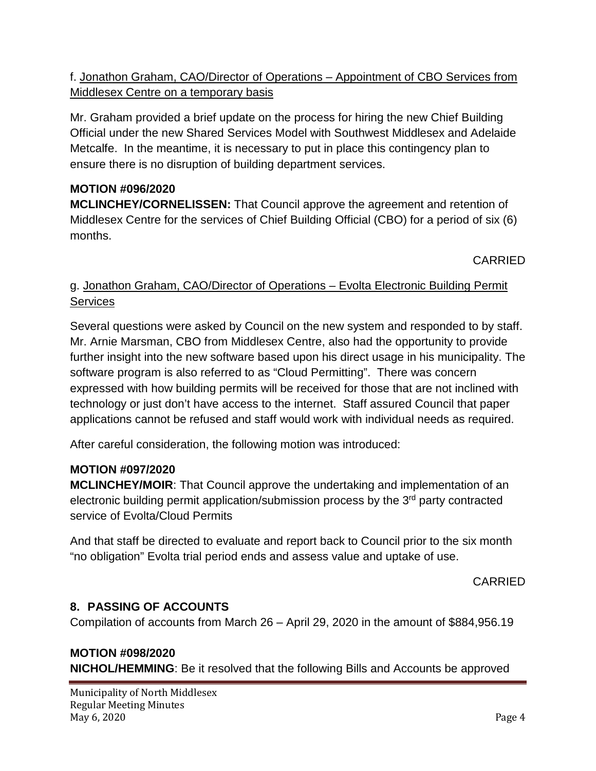f. <u>Jonathon Graham, CAO/Director of Operations – Appointment of CBO Services from Middlesex Centre on a temporary basis</u>

Mr. Graham provided a brief update on the process for hiring the new Chief Building Official under the new Shared Services Model with Southwest Middlesex and Adelaide Metcalfe. In the meantime, it is necessary to put in place this contingency plan to ensure there is no disruption of building department services.

**MOTION #096/2020**
**MCLINCHEY/CORNELISSEN:** That Council approve the agreement and retention of Middlesex Centre for the services of Chief Building Official (CBO) for a period of six (6) months.

CARRIED

g. <u>Jonathon Graham, CAO/Director of Operations – Evolta Electronic Building Permit Services</u>

Several questions were asked by Council on the new system and responded to by staff. Mr. Arnie Marsman, CBO from Middlesex Centre, also had the opportunity to provide further insight into the new software based upon his direct usage in his municipality. The software program is also referred to as "Cloud Permitting". There was concern expressed with how building permits will be received for those that are not inclined with technology or just don't have access to the internet. Staff assured Council that paper applications cannot be refused and staff would work with individual needs as required.

After careful consideration, the following motion was introduced:

**MOTION #097/2020**
**MCLINCHEY/MOIR**: That Council approve the undertaking and implementation of an electronic building permit application/submission process by the 3rd party contracted service of Evolta/Cloud Permits

And that staff be directed to evaluate and report back to Council prior to the six month "no obligation" Evolta trial period ends and assess value and uptake of use.

CARRIED

## 8. PASSING OF ACCOUNTS

Compilation of accounts from March 26 – April 29, 2020 in the amount of $884,956.19

**MOTION #098/2020**
**NICHOL/HEMMING**: Be it resolved that the following Bills and Accounts be approved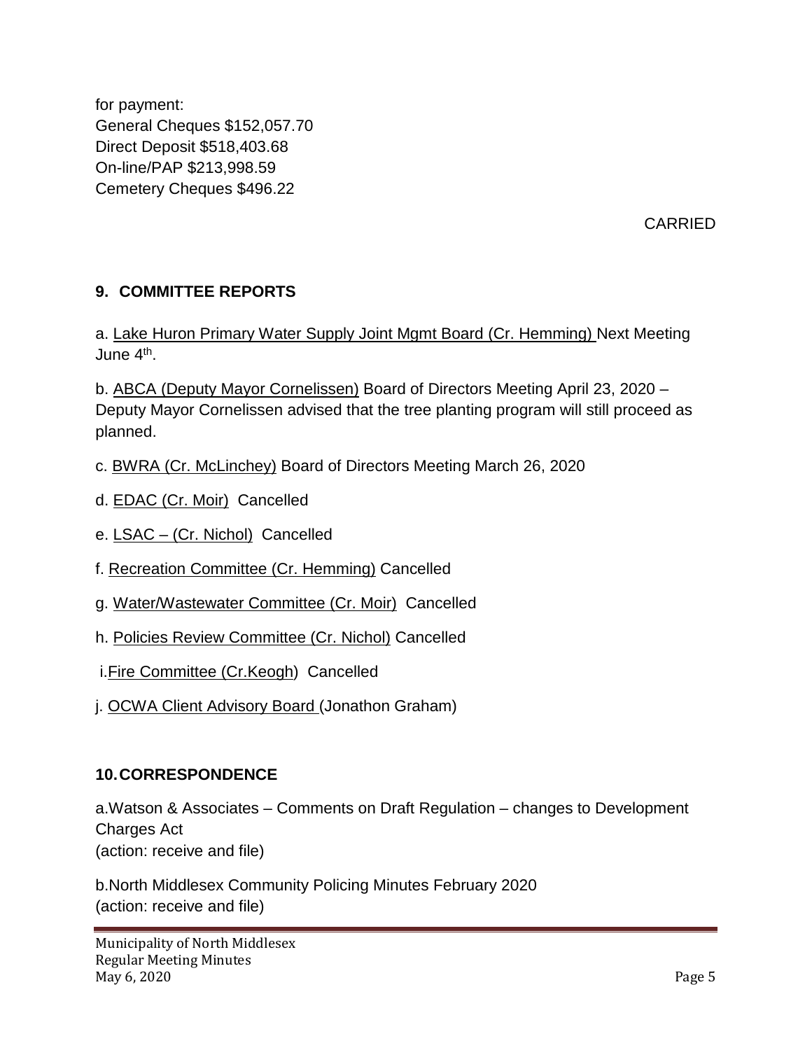for payment:
General Cheques $152,057.70
Direct Deposit $518,403.68
On-line/PAP $213,998.59
Cemetery Cheques $496.22

CARRIED

## 9. COMMITTEE REPORTS

a. Lake Huron Primary Water Supply Joint Mgmt Board (Cr. Hemming) Next Meeting June 4th.

b. ABCA (Deputy Mayor Cornelissen) Board of Directors Meeting April 23, 2020 – Deputy Mayor Cornelissen advised that the tree planting program will still proceed as planned.

c. BWRA (Cr. McLinchey) Board of Directors Meeting March 26, 2020

d. EDAC (Cr. Moir) Cancelled

e. LSAC – (Cr. Nichol) Cancelled

f. Recreation Committee (Cr. Hemming) Cancelled

g. Water/Wastewater Committee (Cr. Moir) Cancelled

h. Policies Review Committee (Cr. Nichol) Cancelled

i. Fire Committee (Cr.Keogh) Cancelled

j. OCWA Client Advisory Board (Jonathon Graham)

## 10. CORRESPONDENCE

a. Watson & Associates – Comments on Draft Regulation – changes to Development Charges Act
(action: receive and file)

b. North Middlesex Community Policing Minutes February 2020
(action: receive and file)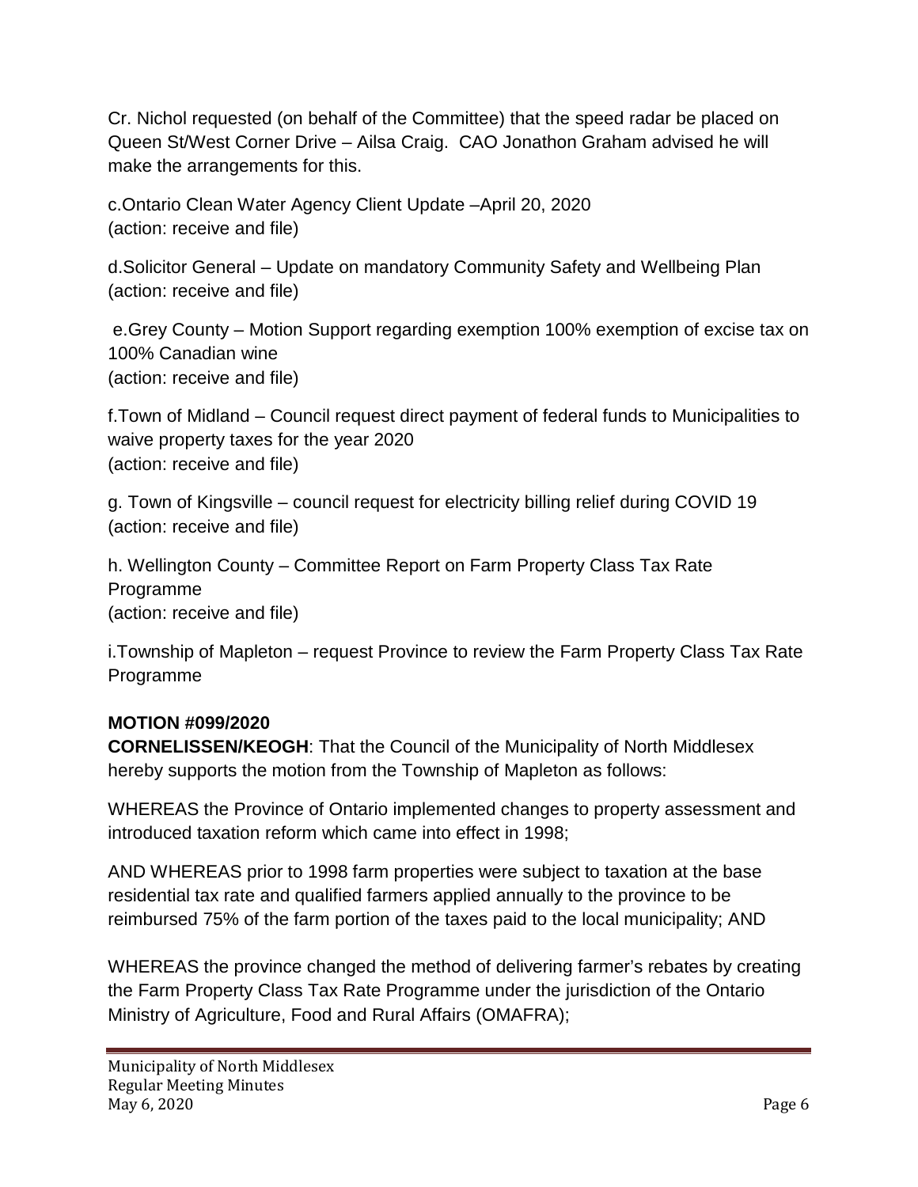Cr. Nichol requested (on behalf of the Committee) that the speed radar be placed on Queen St/West Corner Drive – Ailsa Craig. CAO Jonathon Graham advised he will make the arrangements for this.

c.Ontario Clean Water Agency Client Update –April 20, 2020
(action: receive and file)

d.Solicitor General – Update on mandatory Community Safety and Wellbeing Plan
(action: receive and file)

e.Grey County – Motion Support regarding exemption 100% exemption of excise tax on 100% Canadian wine
(action: receive and file)

f.Town of Midland – Council request direct payment of federal funds to Municipalities to waive property taxes for the year 2020
(action: receive and file)

g. Town of Kingsville – council request for electricity billing relief during COVID 19
(action: receive and file)

h. Wellington County – Committee Report on Farm Property Class Tax Rate Programme
(action: receive and file)

i.Township of Mapleton – request Province to review the Farm Property Class Tax Rate Programme

**MOTION #099/2020**
**CORNELISSEN/KEOGH**: That the Council of the Municipality of North Middlesex hereby supports the motion from the Township of Mapleton as follows:

WHEREAS the Province of Ontario implemented changes to property assessment and introduced taxation reform which came into effect in 1998;

AND WHEREAS prior to 1998 farm properties were subject to taxation at the base residential tax rate and qualified farmers applied annually to the province to be reimbursed 75% of the farm portion of the taxes paid to the local municipality; AND

WHEREAS the province changed the method of delivering farmer's rebates by creating the Farm Property Class Tax Rate Programme under the jurisdiction of the Ontario Ministry of Agriculture, Food and Rural Affairs (OMAFRA);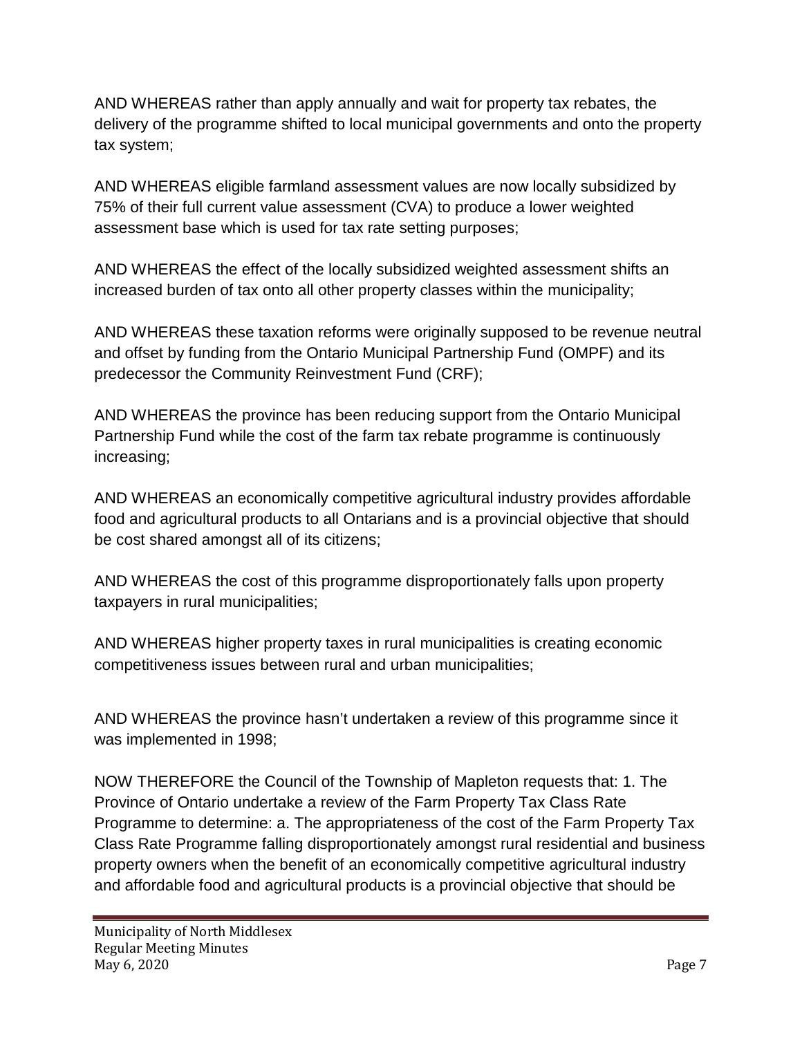AND WHEREAS rather than apply annually and wait for property tax rebates, the delivery of the programme shifted to local municipal governments and onto the property tax system;

AND WHEREAS eligible farmland assessment values are now locally subsidized by 75% of their full current value assessment (CVA) to produce a lower weighted assessment base which is used for tax rate setting purposes;

AND WHEREAS the effect of the locally subsidized weighted assessment shifts an increased burden of tax onto all other property classes within the municipality;

AND WHEREAS these taxation reforms were originally supposed to be revenue neutral and offset by funding from the Ontario Municipal Partnership Fund (OMPF) and its predecessor the Community Reinvestment Fund (CRF);

AND WHEREAS the province has been reducing support from the Ontario Municipal Partnership Fund while the cost of the farm tax rebate programme is continuously increasing;

AND WHEREAS an economically competitive agricultural industry provides affordable food and agricultural products to all Ontarians and is a provincial objective that should be cost shared amongst all of its citizens;

AND WHEREAS the cost of this programme disproportionately falls upon property taxpayers in rural municipalities;

AND WHEREAS higher property taxes in rural municipalities is creating economic competitiveness issues between rural and urban municipalities;

AND WHEREAS the province hasn't undertaken a review of this programme since it was implemented in 1998;

NOW THEREFORE the Council of the Township of Mapleton requests that: 1. The Province of Ontario undertake a review of the Farm Property Tax Class Rate Programme to determine: a. The appropriateness of the cost of the Farm Property Tax Class Rate Programme falling disproportionately amongst rural residential and business property owners when the benefit of an economically competitive agricultural industry and affordable food and agricultural products is a provincial objective that should be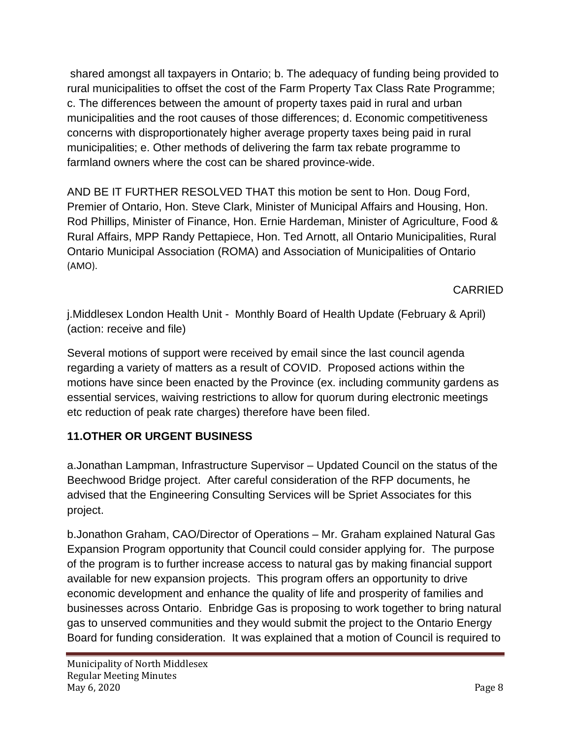shared amongst all taxpayers in Ontario; b. The adequacy of funding being provided to rural municipalities to offset the cost of the Farm Property Tax Class Rate Programme; c. The differences between the amount of property taxes paid in rural and urban municipalities and the root causes of those differences; d. Economic competitiveness concerns with disproportionately higher average property taxes being paid in rural municipalities; e. Other methods of delivering the farm tax rebate programme to farmland owners where the cost can be shared province-wide.

AND BE IT FURTHER RESOLVED THAT this motion be sent to Hon. Doug Ford, Premier of Ontario, Hon. Steve Clark, Minister of Municipal Affairs and Housing, Hon. Rod Phillips, Minister of Finance, Hon. Ernie Hardeman, Minister of Agriculture, Food & Rural Affairs, MPP Randy Pettapiece, Hon. Ted Arnott, all Ontario Municipalities, Rural Ontario Municipal Association (ROMA) and Association of Municipalities of Ontario (AMO).

CARRIED

j.Middlesex London Health Unit - Monthly Board of Health Update (February & April) (action: receive and file)

Several motions of support were received by email since the last council agenda regarding a variety of matters as a result of COVID. Proposed actions within the motions have since been enacted by the Province (ex. including community gardens as essential services, waiving restrictions to allow for quorum during electronic meetings etc reduction of peak rate charges) therefore have been filed.

**11.OTHER OR URGENT BUSINESS**

a.Jonathan Lampman, Infrastructure Supervisor – Updated Council on the status of the Beechwood Bridge project. After careful consideration of the RFP documents, he advised that the Engineering Consulting Services will be Spriet Associates for this project.

b.Jonathon Graham, CAO/Director of Operations – Mr. Graham explained Natural Gas Expansion Program opportunity that Council could consider applying for. The purpose of the program is to further increase access to natural gas by making financial support available for new expansion projects. This program offers an opportunity to drive economic development and enhance the quality of life and prosperity of families and businesses across Ontario. Enbridge Gas is proposing to work together to bring natural gas to unserved communities and they would submit the project to the Ontario Energy Board for funding consideration. It was explained that a motion of Council is required to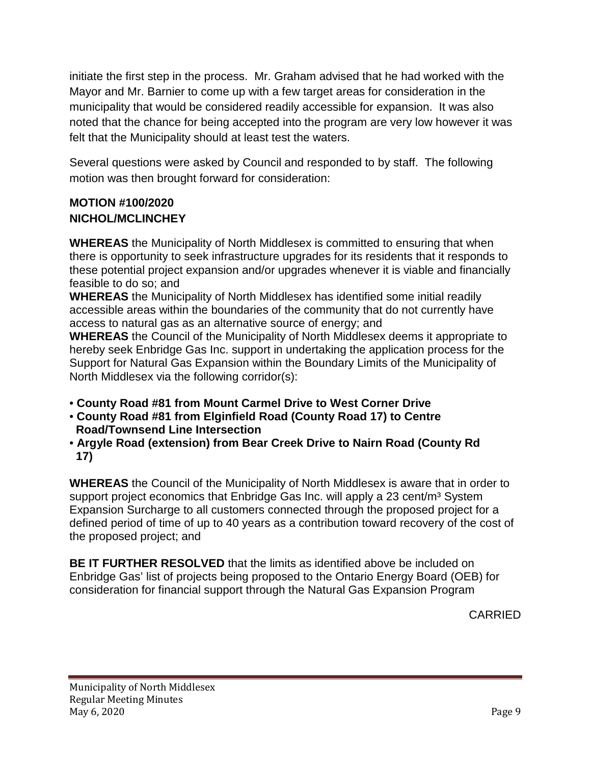initiate the first step in the process. Mr. Graham advised that he had worked with the Mayor and Mr. Barnier to come up with a few target areas for consideration in the municipality that would be considered readily accessible for expansion. It was also noted that the chance for being accepted into the program are very low however it was felt that the Municipality should at least test the waters.

Several questions were asked by Council and responded to by staff. The following motion was then brought forward for consideration:

**MOTION #100/2020**
**NICHOL/MCLINCHEY**

**WHEREAS** the Municipality of North Middlesex is committed to ensuring that when there is opportunity to seek infrastructure upgrades for its residents that it responds to these potential project expansion and/or upgrades whenever it is viable and financially feasible to do so; and
**WHEREAS** the Municipality of North Middlesex has identified some initial readily accessible areas within the boundaries of the community that do not currently have access to natural gas as an alternative source of energy; and
**WHEREAS** the Council of the Municipality of North Middlesex deems it appropriate to hereby seek Enbridge Gas Inc. support in undertaking the application process for the Support for Natural Gas Expansion within the Boundary Limits of the Municipality of North Middlesex via the following corridor(s):

- **County Road #81 from Mount Carmel Drive to West Corner Drive**
- **County Road #81 from Elginfield Road (County Road 17) to Centre Road/Townsend Line Intersection**
- **Argyle Road (extension) from Bear Creek Drive to Nairn Road (County Rd 17)**

**WHEREAS** the Council of the Municipality of North Middlesex is aware that in order to support project economics that Enbridge Gas Inc. will apply a 23 cent/m³ System Expansion Surcharge to all customers connected through the proposed project for a defined period of time of up to 40 years as a contribution toward recovery of the cost of the proposed project; and

**BE IT FURTHER RESOLVED** that the limits as identified above be included on Enbridge Gas' list of projects being proposed to the Ontario Energy Board (OEB) for consideration for financial support through the Natural Gas Expansion Program

CARRIED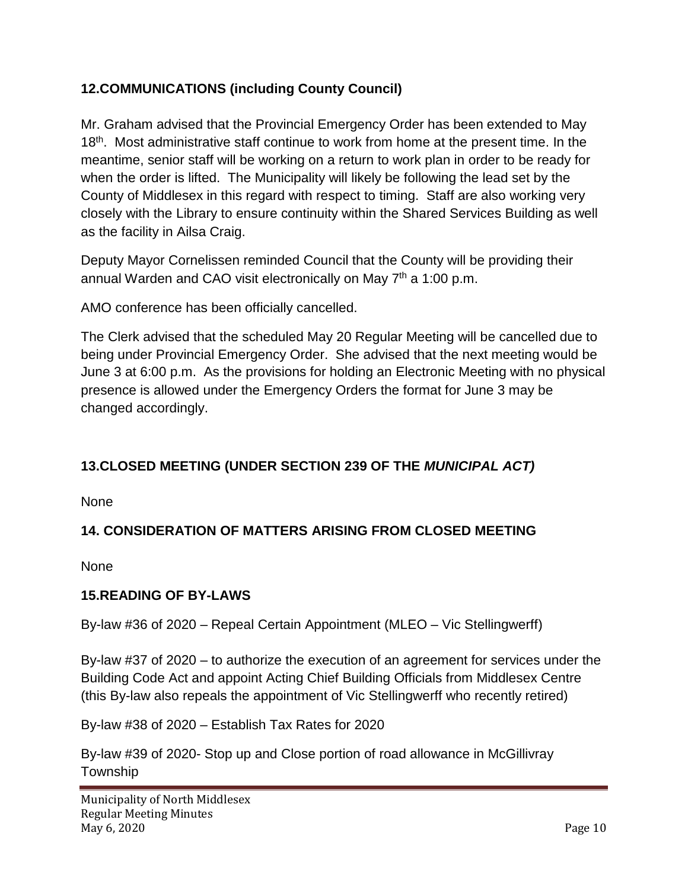## 12.COMMUNICATIONS (including County Council)

Mr. Graham advised that the Provincial Emergency Order has been extended to May 18th. Most administrative staff continue to work from home at the present time. In the meantime, senior staff will be working on a return to work plan in order to be ready for when the order is lifted. The Municipality will likely be following the lead set by the County of Middlesex in this regard with respect to timing. Staff are also working very closely with the Library to ensure continuity within the Shared Services Building as well as the facility in Ailsa Craig.

Deputy Mayor Cornelissen reminded Council that the County will be providing their annual Warden and CAO visit electronically on May 7th a 1:00 p.m.

AMO conference has been officially cancelled.

The Clerk advised that the scheduled May 20 Regular Meeting will be cancelled due to being under Provincial Emergency Order. She advised that the next meeting would be June 3 at 6:00 p.m. As the provisions for holding an Electronic Meeting with no physical presence is allowed under the Emergency Orders the format for June 3 may be changed accordingly.

## 13.CLOSED MEETING (UNDER SECTION 239 OF THE *MUNICIPAL ACT)*

None

## 14. CONSIDERATION OF MATTERS ARISING FROM CLOSED MEETING

None

## 15.READING OF BY-LAWS

By-law #36 of 2020 – Repeal Certain Appointment (MLEO – Vic Stellingwerff)

By-law #37 of 2020 – to authorize the execution of an agreement for services under the Building Code Act and appoint Acting Chief Building Officials from Middlesex Centre (this By-law also repeals the appointment of Vic Stellingwerff who recently retired)

By-law #38 of 2020 – Establish Tax Rates for 2020

By-law #39 of 2020- Stop up and Close portion of road allowance in McGillivray Township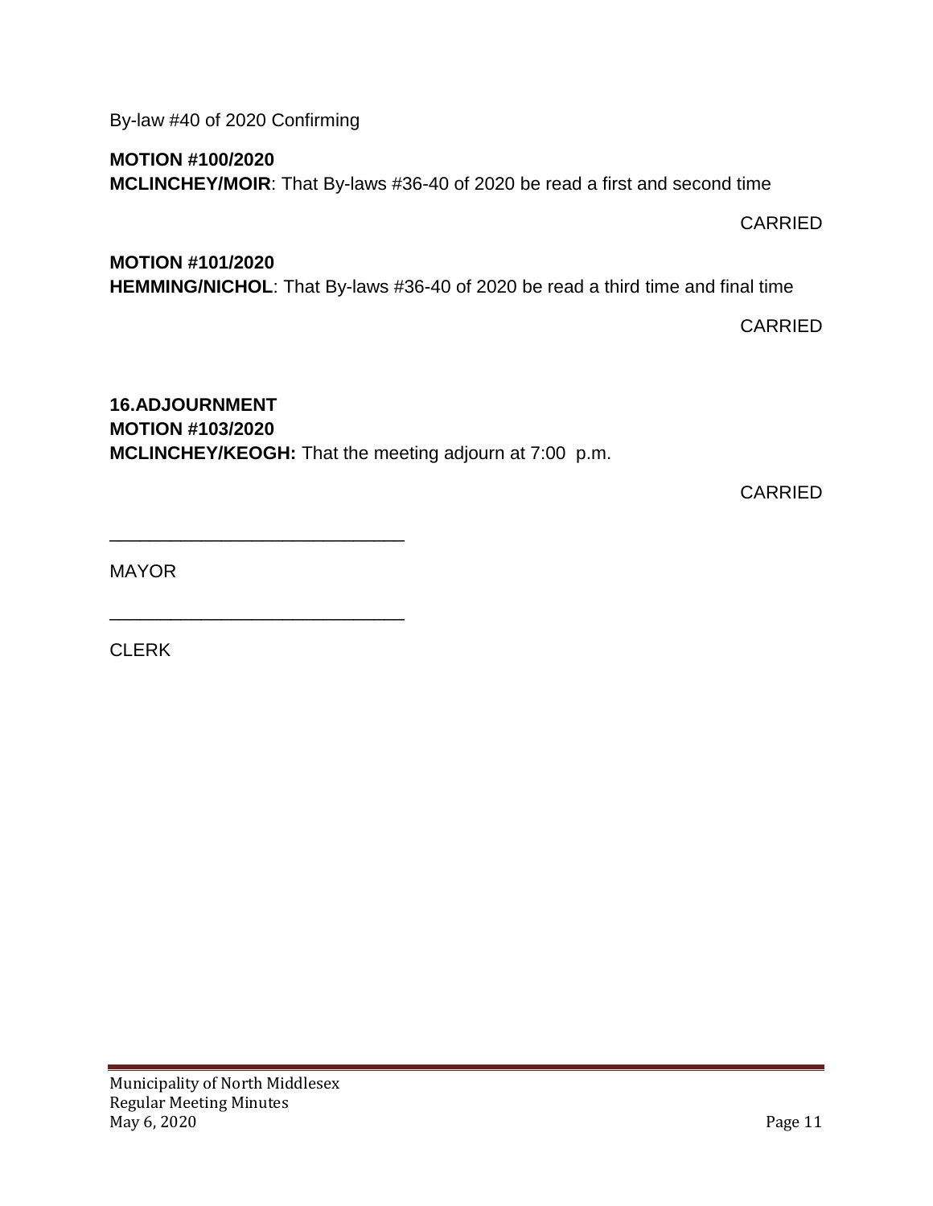By-law #40 of 2020 Confirming

**MOTION #100/2020**
**MCLINCHEY/MOIR**: That By-laws #36-40 of 2020 be read a first and second time

CARRIED

**MOTION #101/2020**
**HEMMING/NICHOL**: That By-laws #36-40 of 2020 be read a third time and final time

CARRIED

**16.ADJOURNMENT**
**MOTION #103/2020**
**MCLINCHEY/KEOGH:** That the meeting adjourn at 7:00 p.m.

CARRIED

\_\_\_\_\_\_\_\_\_\_\_\_\_\_\_\_\_\_\_\_\_\_\_\_\_\_\_\_\_\_

MAYOR

\_\_\_\_\_\_\_\_\_\_\_\_\_\_\_\_\_\_\_\_\_\_\_\_\_\_\_\_\_\_

CLERK